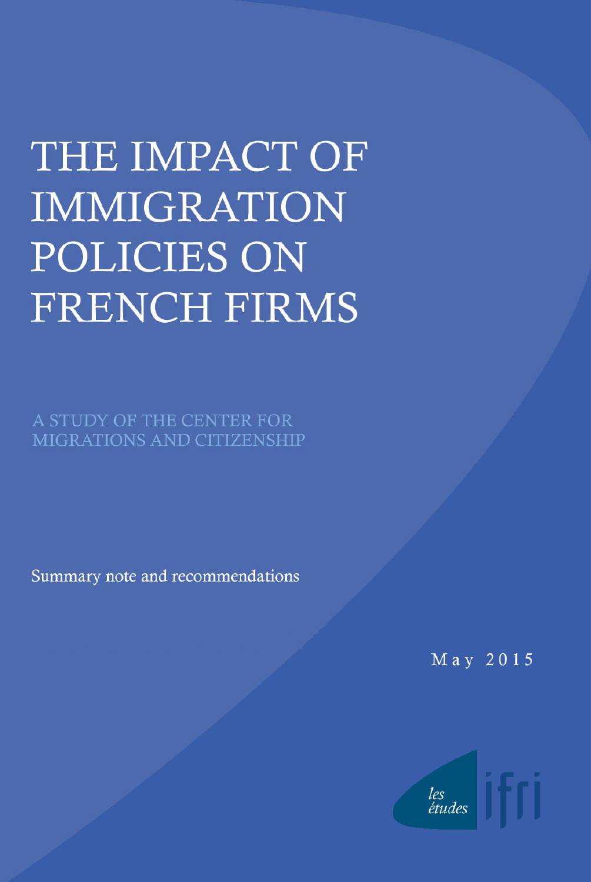# THE IMPACT OF IMMIGRATION POLICIES ON FRENCH FIRMS

A STUDY OF THE CENTER FOR MIGRATIONS AND CITIZENSHIP

Summary note and recommendations

May 2015

les études ifri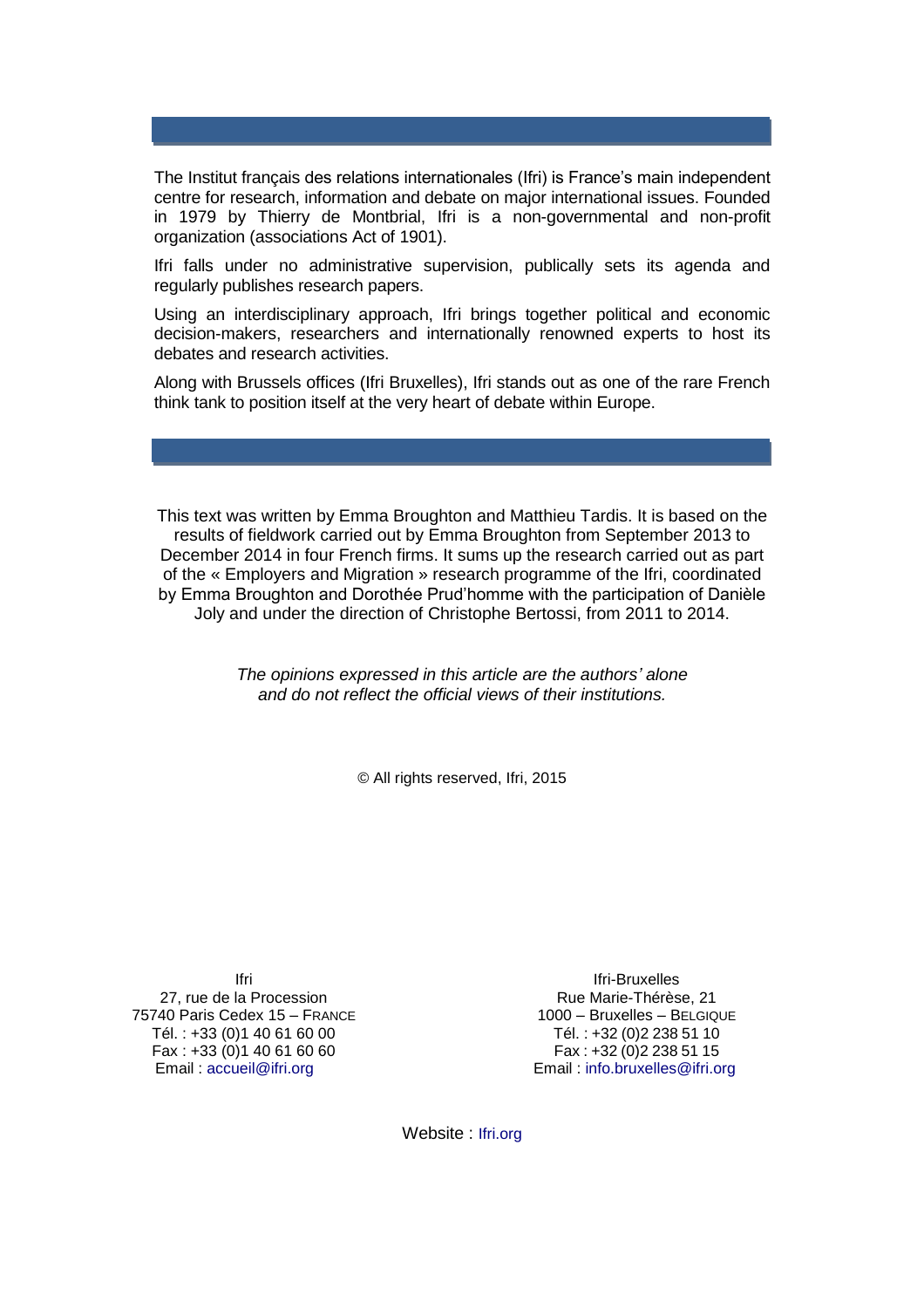The Institut français des relations internationales (Ifri) is France's main independent centre for research, information and debate on major international issues. Founded in 1979 by Thierry de Montbrial, Ifri is a non-governmental and non-profit organization (associations Act of 1901).

Ifri falls under no administrative supervision, publically sets its agenda and regularly publishes research papers.

Using an interdisciplinary approach, Ifri brings together political and economic decision-makers, researchers and internationally renowned experts to host its debates and research activities.

Along with Brussels offices (Ifri Bruxelles), Ifri stands out as one of the rare French think tank to position itself at the very heart of debate within Europe.

This text was written by Emma Broughton and Matthieu Tardis. It is based on the results of fieldwork carried out by Emma Broughton from September 2013 to December 2014 in four French firms. It sums up the research carried out as part of the « Employers and Migration » research programme of the Ifri, coordinated by Emma Broughton and Dorothée Prud'homme with the participation of Danièle Joly and under the direction of Christophe Bertossi, from 2011 to 2014.

*The opinions expressed in this article are the authors' alone and do not reflect the official views of their institutions.*

© All rights reserved, Ifri, 2015

Ifri
27, rue de la Procession
75740 Paris Cedex 15 – FRANCE
Tél. : +33 (0)1 40 61 60 00
Fax : +33 (0)1 40 61 60 60
Email : accueil@ifri.org

Ifri-Bruxelles
Rue Marie-Thérèse, 21
1000 – Bruxelles – BELGIQUE
Tél. : +32 (0)2 238 51 10
Fax : +32 (0)2 238 51 15
Email : info.bruxelles@ifri.org

Website : Ifri.org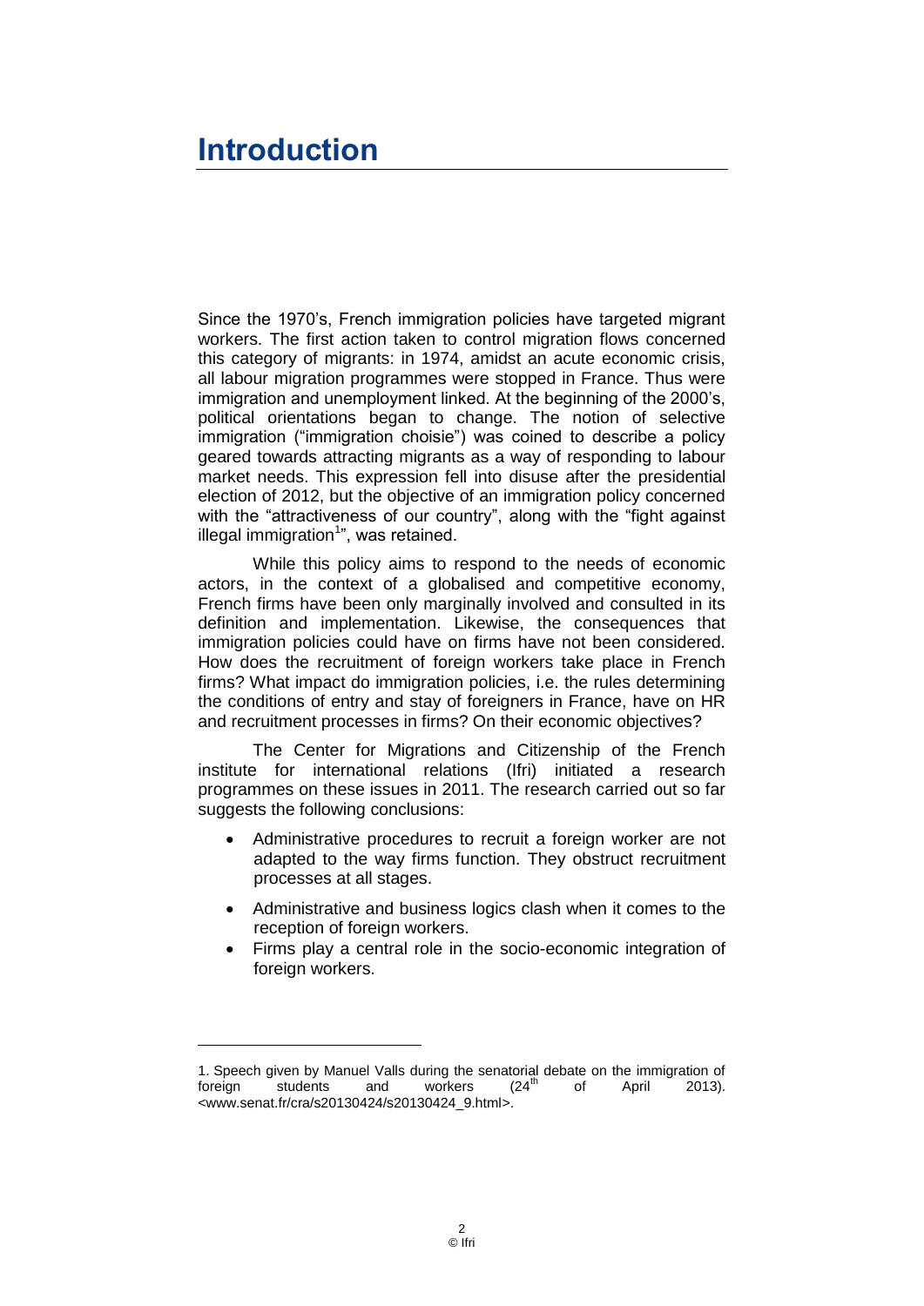# Introduction

Since the 1970's, French immigration policies have targeted migrant workers. The first action taken to control migration flows concerned this category of migrants: in 1974, amidst an acute economic crisis, all labour migration programmes were stopped in France. Thus were immigration and unemployment linked. At the beginning of the 2000's, political orientations began to change. The notion of selective immigration ("immigration choisie") was coined to describe a policy geared towards attracting migrants as a way of responding to labour market needs. This expression fell into disuse after the presidential election of 2012, but the objective of an immigration policy concerned with the "attractiveness of our country", along with the "fight against illegal immigration[1]", was retained.

While this policy aims to respond to the needs of economic actors, in the context of a globalised and competitive economy, French firms have been only marginally involved and consulted in its definition and implementation. Likewise, the consequences that immigration policies could have on firms have not been considered. How does the recruitment of foreign workers take place in French firms? What impact do immigration policies, i.e. the rules determining the conditions of entry and stay of foreigners in France, have on HR and recruitment processes in firms? On their economic objectives?

The Center for Migrations and Citizenship of the French institute for international relations (Ifri) initiated a research programmes on these issues in 2011. The research carried out so far suggests the following conclusions:

- Administrative procedures to recruit a foreign worker are not adapted to the way firms function. They obstruct recruitment processes at all stages.
- Administrative and business logics clash when it comes to the reception of foreign workers.
- Firms play a central role in the socio-economic integration of foreign workers.

---

1. Speech given by Manuel Valls during the senatorial debate on the immigration of foreign students and workers (24th of April 2013). <www.senat.fr/cra/s20130424/s20130424_9.html>.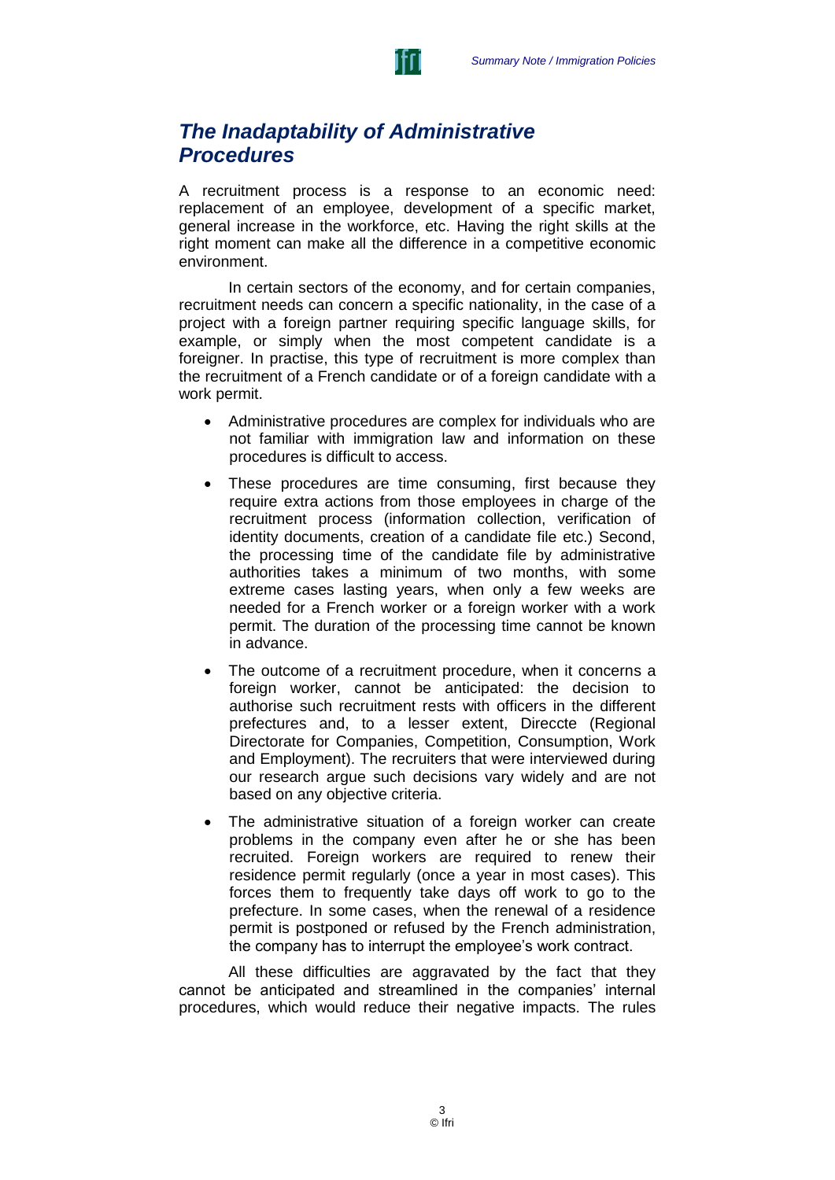## *The Inadaptability of Administrative Procedures*

A recruitment process is a response to an economic need: replacement of an employee, development of a specific market, general increase in the workforce, etc. Having the right skills at the right moment can make all the difference in a competitive economic environment.

In certain sectors of the economy, and for certain companies, recruitment needs can concern a specific nationality, in the case of a project with a foreign partner requiring specific language skills, for example, or simply when the most competent candidate is a foreigner. In practise, this type of recruitment is more complex than the recruitment of a French candidate or of a foreign candidate with a work permit.

- Administrative procedures are complex for individuals who are not familiar with immigration law and information on these procedures is difficult to access.
- These procedures are time consuming, first because they require extra actions from those employees in charge of the recruitment process (information collection, verification of identity documents, creation of a candidate file etc.) Second, the processing time of the candidate file by administrative authorities takes a minimum of two months, with some extreme cases lasting years, when only a few weeks are needed for a French worker or a foreign worker with a work permit. The duration of the processing time cannot be known in advance.
- The outcome of a recruitment procedure, when it concerns a foreign worker, cannot be anticipated: the decision to authorise such recruitment rests with officers in the different prefectures and, to a lesser extent, Direccte (Regional Directorate for Companies, Competition, Consumption, Work and Employment). The recruiters that were interviewed during our research argue such decisions vary widely and are not based on any objective criteria.
- The administrative situation of a foreign worker can create problems in the company even after he or she has been recruited. Foreign workers are required to renew their residence permit regularly (once a year in most cases). This forces them to frequently take days off work to go to the prefecture. In some cases, when the renewal of a residence permit is postponed or refused by the French administration, the company has to interrupt the employee's work contract.

All these difficulties are aggravated by the fact that they cannot be anticipated and streamlined in the companies' internal procedures, which would reduce their negative impacts. The rules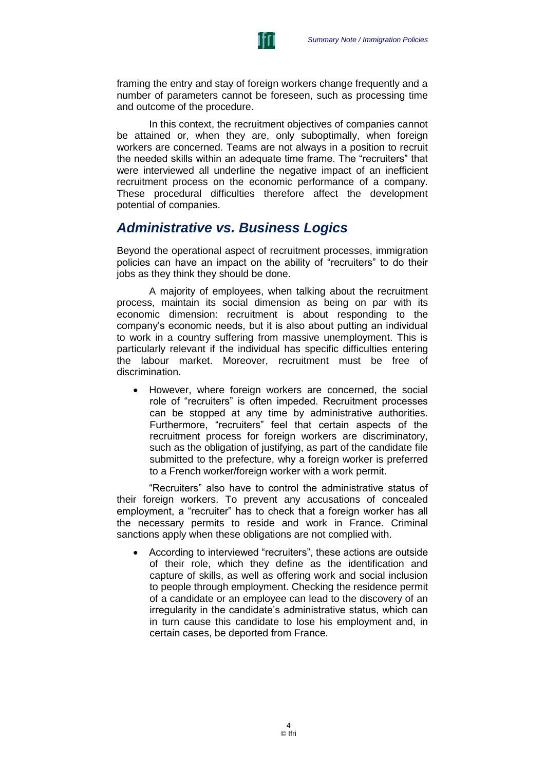framing the entry and stay of foreign workers change frequently and a number of parameters cannot be foreseen, such as processing time and outcome of the procedure.

In this context, the recruitment objectives of companies cannot be attained or, when they are, only suboptimally, when foreign workers are concerned. Teams are not always in a position to recruit the needed skills within an adequate time frame. The "recruiters" that were interviewed all underline the negative impact of an inefficient recruitment process on the economic performance of a company. These procedural difficulties therefore affect the development potential of companies.

## *Administrative vs. Business Logics*

Beyond the operational aspect of recruitment processes, immigration policies can have an impact on the ability of "recruiters" to do their jobs as they think they should be done.

A majority of employees, when talking about the recruitment process, maintain its social dimension as being on par with its economic dimension: recruitment is about responding to the company's economic needs, but it is also about putting an individual to work in a country suffering from massive unemployment. This is particularly relevant if the individual has specific difficulties entering the labour market. Moreover, recruitment must be free of discrimination.

- However, where foreign workers are concerned, the social role of "recruiters" is often impeded. Recruitment processes can be stopped at any time by administrative authorities. Furthermore, "recruiters" feel that certain aspects of the recruitment process for foreign workers are discriminatory, such as the obligation of justifying, as part of the candidate file submitted to the prefecture, why a foreign worker is preferred to a French worker/foreign worker with a work permit.

"Recruiters" also have to control the administrative status of their foreign workers. To prevent any accusations of concealed employment, a "recruiter" has to check that a foreign worker has all the necessary permits to reside and work in France. Criminal sanctions apply when these obligations are not complied with.

- According to interviewed "recruiters", these actions are outside of their role, which they define as the identification and capture of skills, as well as offering work and social inclusion to people through employment. Checking the residence permit of a candidate or an employee can lead to the discovery of an irregularity in the candidate's administrative status, which can in turn cause this candidate to lose his employment and, in certain cases, be deported from France.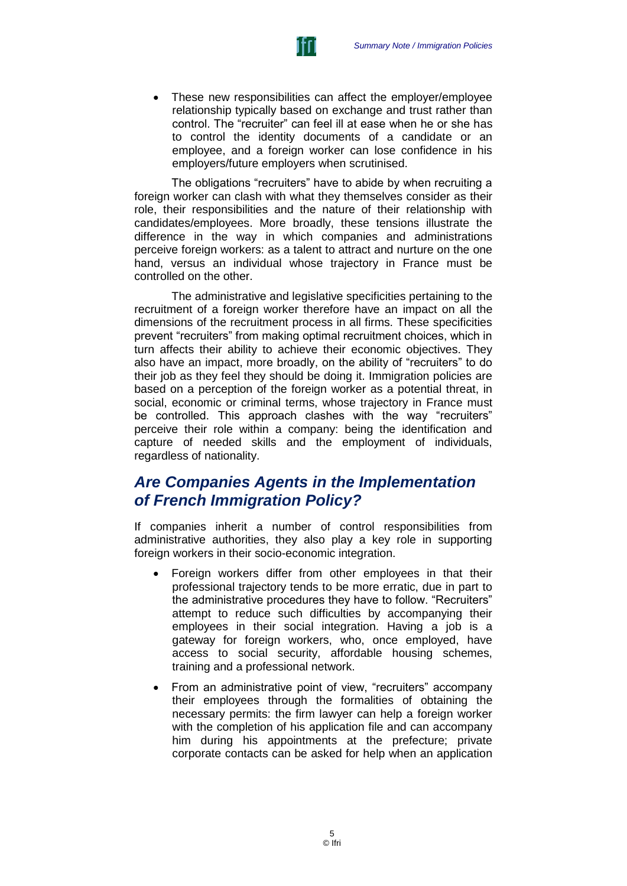- These new responsibilities can affect the employer/employee relationship typically based on exchange and trust rather than control. The "recruiter" can feel ill at ease when he or she has to control the identity documents of a candidate or an employee, and a foreign worker can lose confidence in his employers/future employers when scrutinised.

The obligations "recruiters" have to abide by when recruiting a foreign worker can clash with what they themselves consider as their role, their responsibilities and the nature of their relationship with candidates/employees. More broadly, these tensions illustrate the difference in the way in which companies and administrations perceive foreign workers: as a talent to attract and nurture on the one hand, versus an individual whose trajectory in France must be controlled on the other.

The administrative and legislative specificities pertaining to the recruitment of a foreign worker therefore have an impact on all the dimensions of the recruitment process in all firms. These specificities prevent "recruiters" from making optimal recruitment choices, which in turn affects their ability to achieve their economic objectives. They also have an impact, more broadly, on the ability of "recruiters" to do their job as they feel they should be doing it. Immigration policies are based on a perception of the foreign worker as a potential threat, in social, economic or criminal terms, whose trajectory in France must be controlled. This approach clashes with the way "recruiters" perceive their role within a company: being the identification and capture of needed skills and the employment of individuals, regardless of nationality.

## *Are Companies Agents in the Implementation of French Immigration Policy?*

If companies inherit a number of control responsibilities from administrative authorities, they also play a key role in supporting foreign workers in their socio-economic integration.

- Foreign workers differ from other employees in that their professional trajectory tends to be more erratic, due in part to the administrative procedures they have to follow. "Recruiters" attempt to reduce such difficulties by accompanying their employees in their social integration. Having a job is a gateway for foreign workers, who, once employed, have access to social security, affordable housing schemes, training and a professional network.

- From an administrative point of view, "recruiters" accompany their employees through the formalities of obtaining the necessary permits: the firm lawyer can help a foreign worker with the completion of his application file and can accompany him during his appointments at the prefecture; private corporate contacts can be asked for help when an application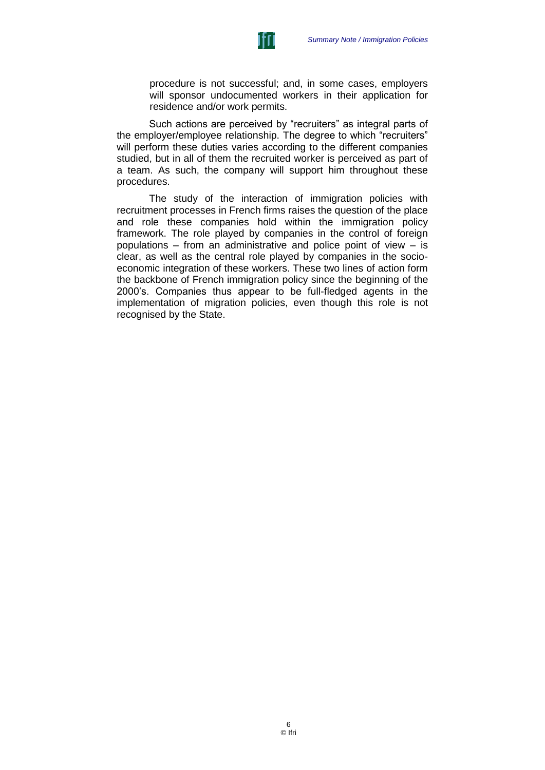procedure is not successful; and, in some cases, employers will sponsor undocumented workers in their application for residence and/or work permits.

Such actions are perceived by "recruiters" as integral parts of the employer/employee relationship. The degree to which "recruiters" will perform these duties varies according to the different companies studied, but in all of them the recruited worker is perceived as part of a team. As such, the company will support him throughout these procedures.

The study of the interaction of immigration policies with recruitment processes in French firms raises the question of the place and role these companies hold within the immigration policy framework. The role played by companies in the control of foreign populations – from an administrative and police point of view – is clear, as well as the central role played by companies in the socio-economic integration of these workers. These two lines of action form the backbone of French immigration policy since the beginning of the 2000's. Companies thus appear to be full-fledged agents in the implementation of migration policies, even though this role is not recognised by the State.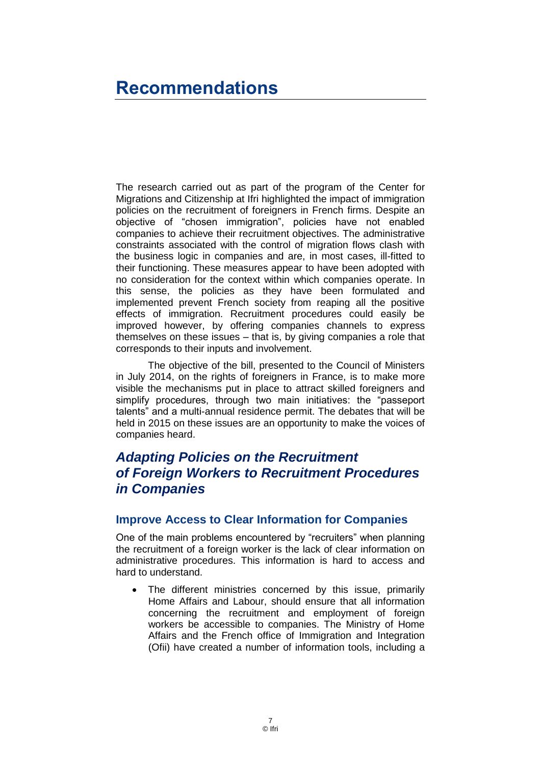# Recommendations

The research carried out as part of the program of the Center for Migrations and Citizenship at Ifri highlighted the impact of immigration policies on the recruitment of foreigners in French firms. Despite an objective of "chosen immigration", policies have not enabled companies to achieve their recruitment objectives. The administrative constraints associated with the control of migration flows clash with the business logic in companies and are, in most cases, ill-fitted to their functioning. These measures appear to have been adopted with no consideration for the context within which companies operate. In this sense, the policies as they have been formulated and implemented prevent French society from reaping all the positive effects of immigration. Recruitment procedures could easily be improved however, by offering companies channels to express themselves on these issues – that is, by giving companies a role that corresponds to their inputs and involvement.

The objective of the bill, presented to the Council of Ministers in July 2014, on the rights of foreigners in France, is to make more visible the mechanisms put in place to attract skilled foreigners and simplify procedures, through two main initiatives: the "passeport talents" and a multi-annual residence permit. The debates that will be held in 2015 on these issues are an opportunity to make the voices of companies heard.

## *Adapting Policies on the Recruitment of Foreign Workers to Recruitment Procedures in Companies*

### Improve Access to Clear Information for Companies

One of the main problems encountered by "recruiters" when planning the recruitment of a foreign worker is the lack of clear information on administrative procedures. This information is hard to access and hard to understand.

- The different ministries concerned by this issue, primarily Home Affairs and Labour, should ensure that all information concerning the recruitment and employment of foreign workers be accessible to companies. The Ministry of Home Affairs and the French office of Immigration and Integration (Ofii) have created a number of information tools, including a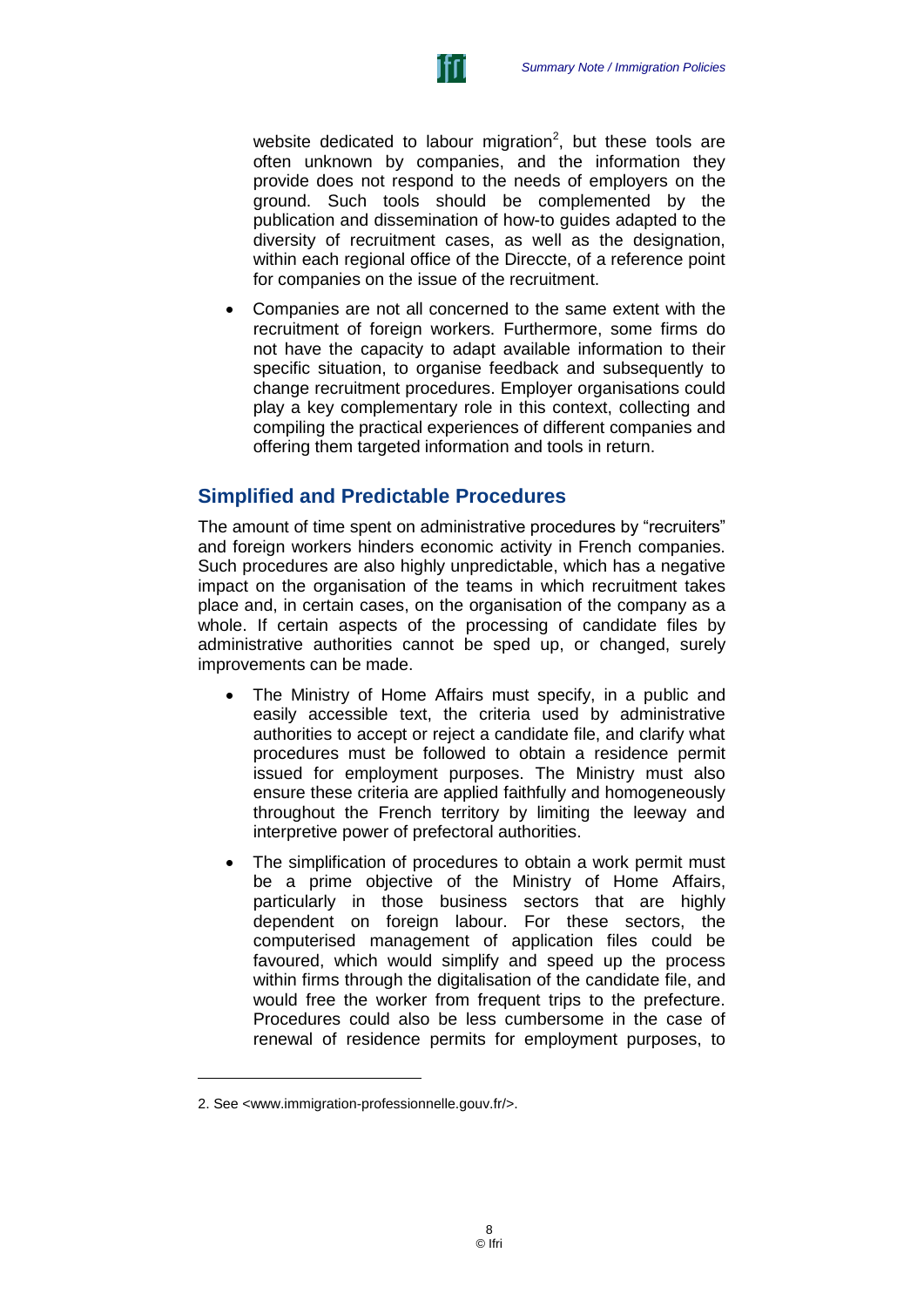website dedicated to labour migration[2], but these tools are often unknown by companies, and the information they provide does not respond to the needs of employers on the ground. Such tools should be complemented by the publication and dissemination of how-to guides adapted to the diversity of recruitment cases, as well as the designation, within each regional office of the Direccte, of a reference point for companies on the issue of the recruitment.

- Companies are not all concerned to the same extent with the recruitment of foreign workers. Furthermore, some firms do not have the capacity to adapt available information to their specific situation, to organise feedback and subsequently to change recruitment procedures. Employer organisations could play a key complementary role in this context, collecting and compiling the practical experiences of different companies and offering them targeted information and tools in return.

## Simplified and Predictable Procedures

The amount of time spent on administrative procedures by "recruiters" and foreign workers hinders economic activity in French companies. Such procedures are also highly unpredictable, which has a negative impact on the organisation of the teams in which recruitment takes place and, in certain cases, on the organisation of the company as a whole. If certain aspects of the processing of candidate files by administrative authorities cannot be sped up, or changed, surely improvements can be made.

- The Ministry of Home Affairs must specify, in a public and easily accessible text, the criteria used by administrative authorities to accept or reject a candidate file, and clarify what procedures must be followed to obtain a residence permit issued for employment purposes. The Ministry must also ensure these criteria are applied faithfully and homogeneously throughout the French territory by limiting the leeway and interpretive power of prefectoral authorities.
- The simplification of procedures to obtain a work permit must be a prime objective of the Ministry of Home Affairs, particularly in those business sectors that are highly dependent on foreign labour. For these sectors, the computerised management of application files could be favoured, which would simplify and speed up the process within firms through the digitalisation of the candidate file, and would free the worker from frequent trips to the prefecture. Procedures could also be less cumbersome in the case of renewal of residence permits for employment purposes, to

2. See <www.immigration-professionnelle.gouv.fr/>.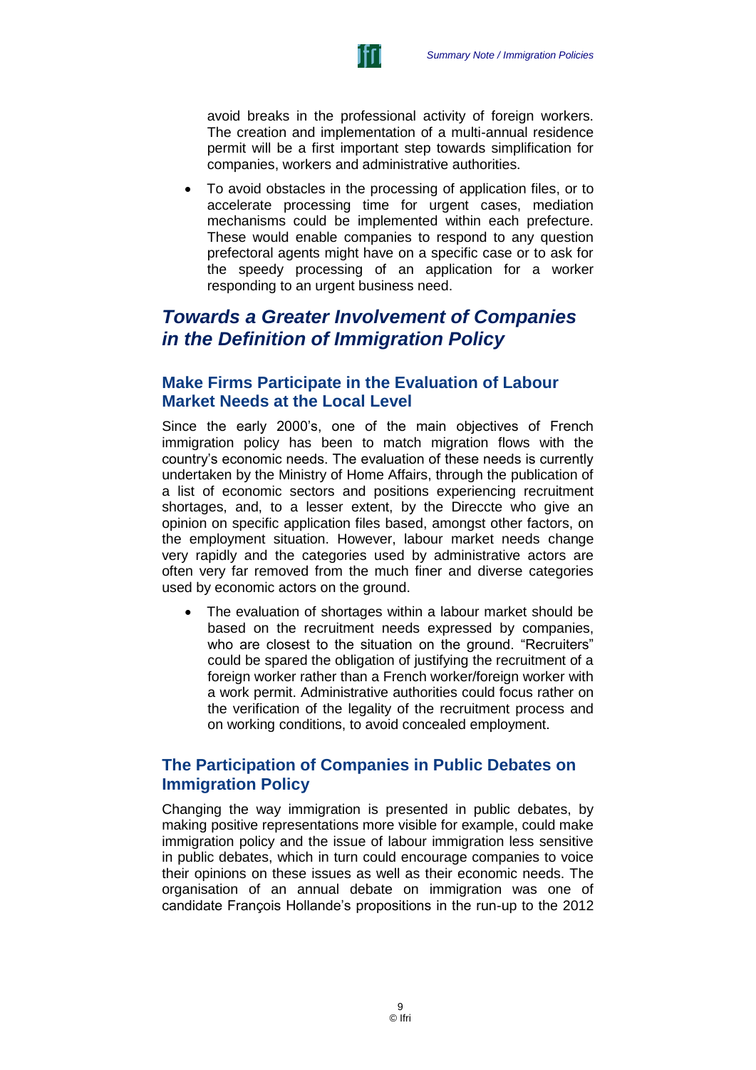avoid breaks in the professional activity of foreign workers. The creation and implementation of a multi-annual residence permit will be a first important step towards simplification for companies, workers and administrative authorities.

- To avoid obstacles in the processing of application files, or to accelerate processing time for urgent cases, mediation mechanisms could be implemented within each prefecture. These would enable companies to respond to any question prefectoral agents might have on a specific case or to ask for the speedy processing of an application for a worker responding to an urgent business need.

## *Towards a Greater Involvement of Companies in the Definition of Immigration Policy*

### Make Firms Participate in the Evaluation of Labour Market Needs at the Local Level

Since the early 2000's, one of the main objectives of French immigration policy has been to match migration flows with the country's economic needs. The evaluation of these needs is currently undertaken by the Ministry of Home Affairs, through the publication of a list of economic sectors and positions experiencing recruitment shortages, and, to a lesser extent, by the Direccte who give an opinion on specific application files based, amongst other factors, on the employment situation. However, labour market needs change very rapidly and the categories used by administrative actors are often very far removed from the much finer and diverse categories used by economic actors on the ground.

- The evaluation of shortages within a labour market should be based on the recruitment needs expressed by companies, who are closest to the situation on the ground. "Recruiters" could be spared the obligation of justifying the recruitment of a foreign worker rather than a French worker/foreign worker with a work permit. Administrative authorities could focus rather on the verification of the legality of the recruitment process and on working conditions, to avoid concealed employment.

### The Participation of Companies in Public Debates on Immigration Policy

Changing the way immigration is presented in public debates, by making positive representations more visible for example, could make immigration policy and the issue of labour immigration less sensitive in public debates, which in turn could encourage companies to voice their opinions on these issues as well as their economic needs. The organisation of an annual debate on immigration was one of candidate François Hollande's propositions in the run-up to the 2012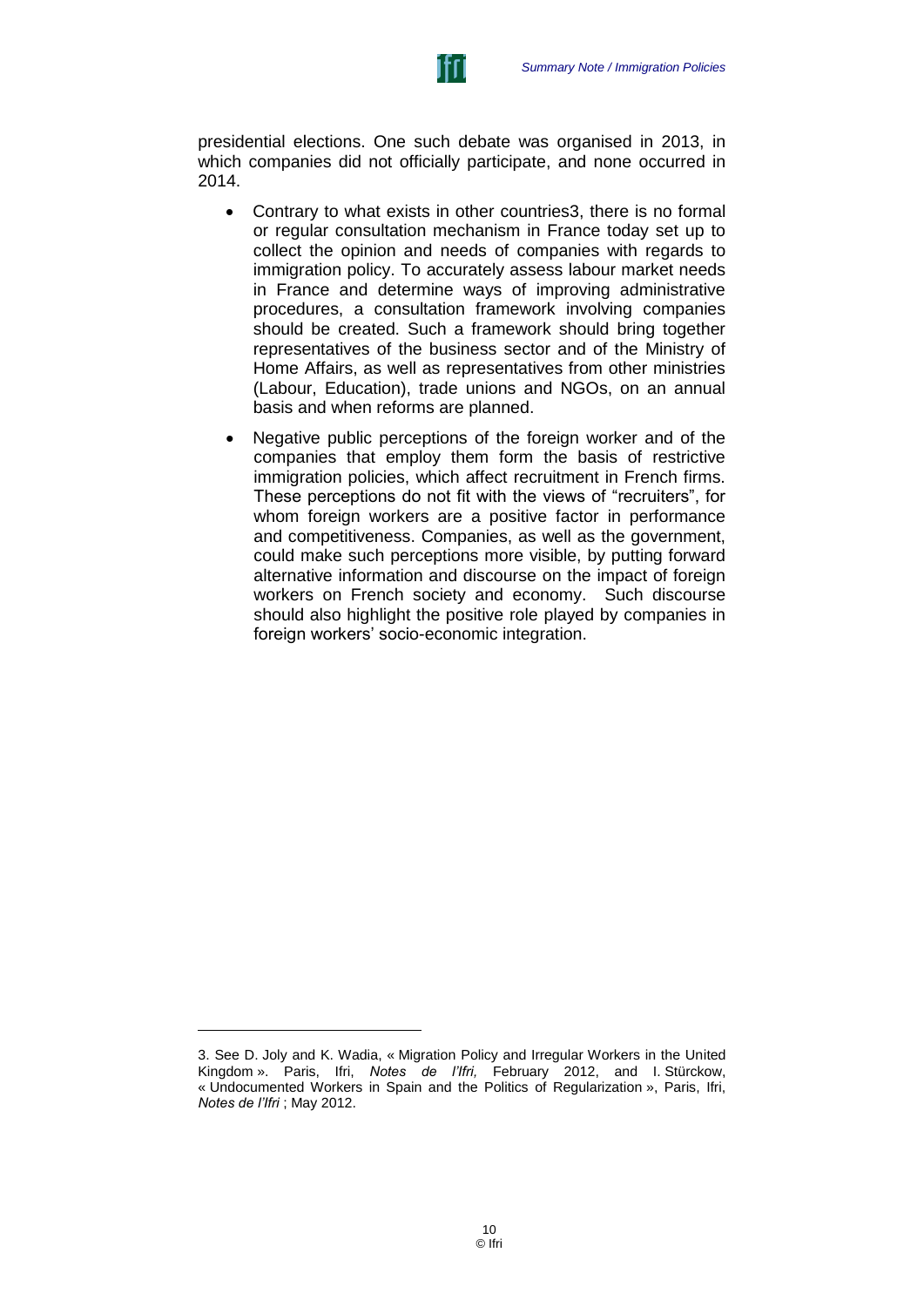presidential elections. One such debate was organised in 2013, in which companies did not officially participate, and none occurred in 2014.

- Contrary to what exists in other countries[3], there is no formal or regular consultation mechanism in France today set up to collect the opinion and needs of companies with regards to immigration policy. To accurately assess labour market needs in France and determine ways of improving administrative procedures, a consultation framework involving companies should be created. Such a framework should bring together representatives of the business sector and of the Ministry of Home Affairs, as well as representatives from other ministries (Labour, Education), trade unions and NGOs, on an annual basis and when reforms are planned.
- Negative public perceptions of the foreign worker and of the companies that employ them form the basis of restrictive immigration policies, which affect recruitment in French firms. These perceptions do not fit with the views of "recruiters", for whom foreign workers are a positive factor in performance and competitiveness. Companies, as well as the government, could make such perceptions more visible, by putting forward alternative information and discourse on the impact of foreign workers on French society and economy. Such discourse should also highlight the positive role played by companies in foreign workers' socio-economic integration.

---

3. See D. Joly and K. Wadia, « Migration Policy and Irregular Workers in the United Kingdom ». Paris, Ifri, *Notes de l'Ifri,* February 2012, and I. Stürckow, « Undocumented Workers in Spain and the Politics of Regularization », Paris, Ifri, *Notes de l'Ifri* ; May 2012.